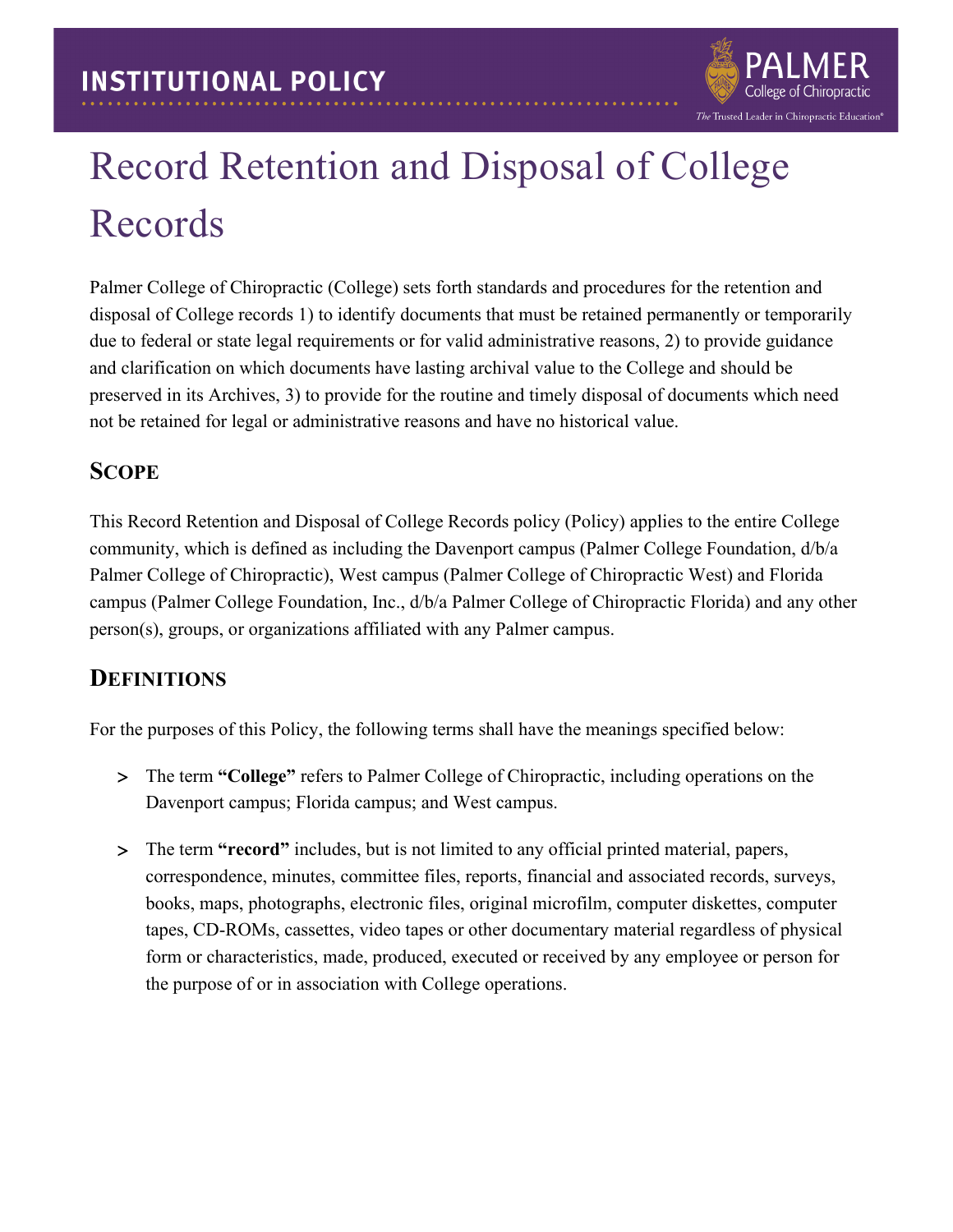# Record Retention and Disposal of College Records

Palmer College of Chiropractic (College) sets forth standards and procedures for the retention and disposal of College records 1) to identify documents that must be retained permanently or temporarily due to federal or state legal requirements or for valid administrative reasons, 2) to provide guidance and clarification on which documents have lasting archival value to the College and should be preserved in its Archives, 3) to provide for the routine and timely disposal of documents which need not be retained for legal or administrative reasons and have no historical value.

## Scope

This Record Retention and Disposal of College Records policy (Policy) applies to the entire College community, which is defined as including the Davenport campus (Palmer College Foundation, d/b/a Palmer College of Chiropractic), West campus (Palmer College of Chiropractic West) and Florida campus (Palmer College Foundation, Inc., d/b/a Palmer College of Chiropractic Florida) and any other person(s), groups, or organizations affiliated with any Palmer campus.

## Definitions

For the purposes of this Policy, the following terms shall have the meanings specified below:

- The term **"College"** refers to Palmer College of Chiropractic, including operations on the Davenport campus; Florida campus; and West campus.
- The term **"record"** includes, but is not limited to any official printed material, papers, correspondence, minutes, committee files, reports, financial and associated records, surveys, books, maps, photographs, electronic files, original microfilm, computer diskettes, computer tapes, CD-ROMs, cassettes, video tapes or other documentary material regardless of physical form or characteristics, made, produced, executed or received by any employee or person for the purpose of or in association with College operations.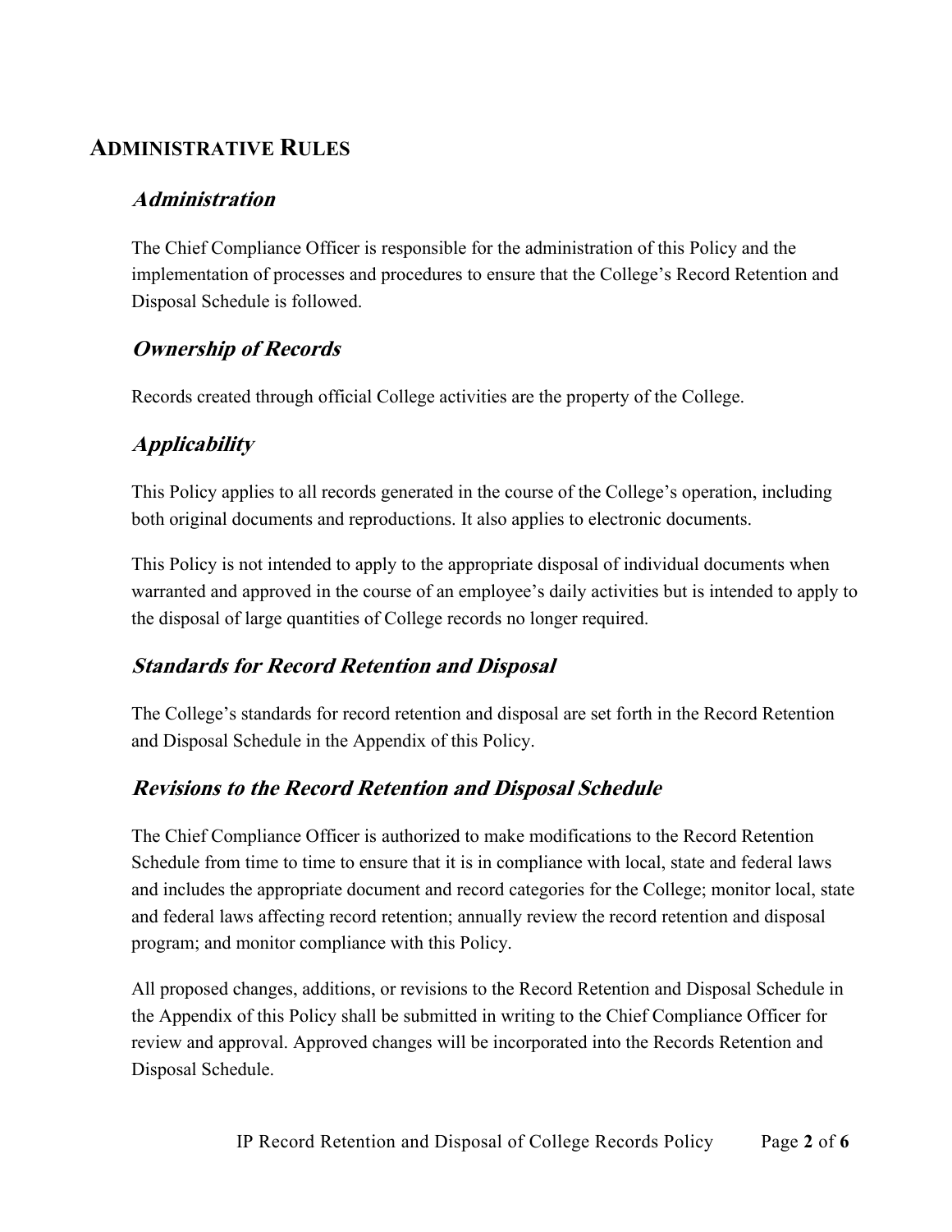# ADMINISTRATIVE RULES

## *Administration*

The Chief Compliance Officer is responsible for the administration of this Policy and the implementation of processes and procedures to ensure that the College's Record Retention and Disposal Schedule is followed.

## *Ownership of Records*

Records created through official College activities are the property of the College.

## *Applicability*

This Policy applies to all records generated in the course of the College's operation, including both original documents and reproductions. It also applies to electronic documents.

This Policy is not intended to apply to the appropriate disposal of individual documents when warranted and approved in the course of an employee's daily activities but is intended to apply to the disposal of large quantities of College records no longer required.

## *Standards for Record Retention and Disposal*

The College's standards for record retention and disposal are set forth in the Record Retention and Disposal Schedule in the Appendix of this Policy.

## *Revisions to the Record Retention and Disposal Schedule*

The Chief Compliance Officer is authorized to make modifications to the Record Retention Schedule from time to time to ensure that it is in compliance with local, state and federal laws and includes the appropriate document and record categories for the College; monitor local, state and federal laws affecting record retention; annually review the record retention and disposal program; and monitor compliance with this Policy.

All proposed changes, additions, or revisions to the Record Retention and Disposal Schedule in the Appendix of this Policy shall be submitted in writing to the Chief Compliance Officer for review and approval. Approved changes will be incorporated into the Records Retention and Disposal Schedule.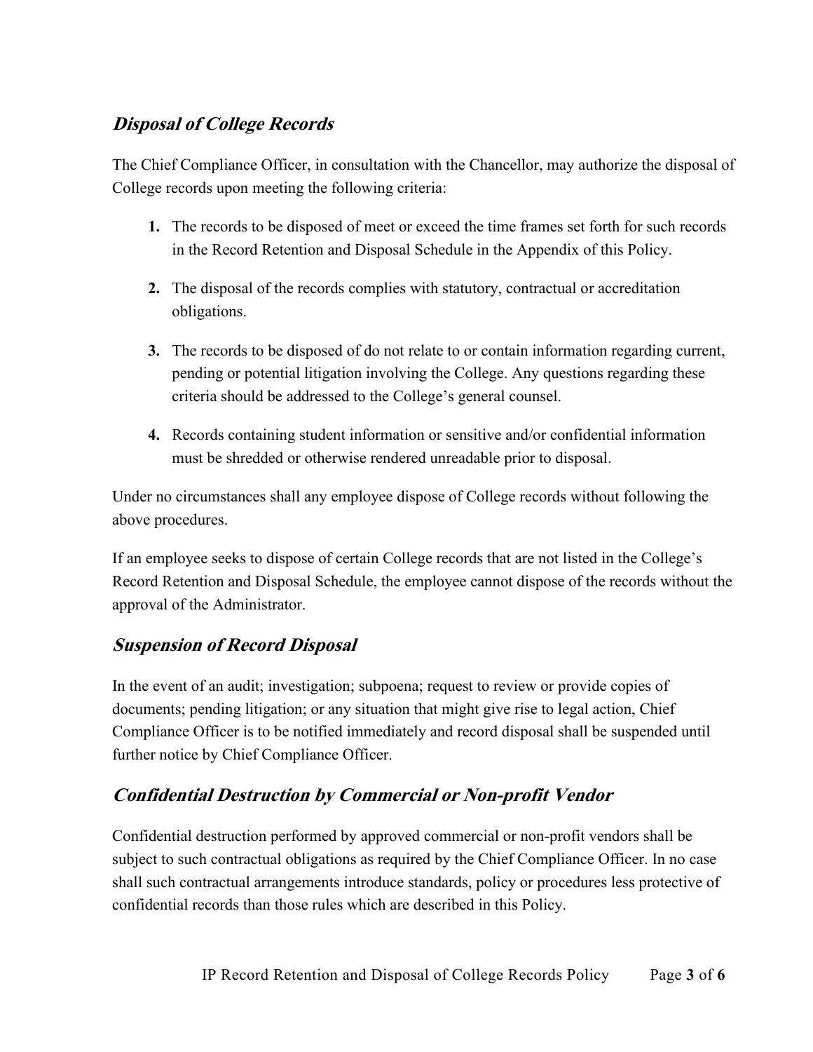## *Disposal of College Records*

The Chief Compliance Officer, in consultation with the Chancellor, may authorize the disposal of College records upon meeting the following criteria:

1. The records to be disposed of meet or exceed the time frames set forth for such records in the Record Retention and Disposal Schedule in the Appendix of this Policy.

2. The disposal of the records complies with statutory, contractual or accreditation obligations.

3. The records to be disposed of do not relate to or contain information regarding current, pending or potential litigation involving the College. Any questions regarding these criteria should be addressed to the College's general counsel.

4. Records containing student information or sensitive and/or confidential information must be shredded or otherwise rendered unreadable prior to disposal.

Under no circumstances shall any employee dispose of College records without following the above procedures.

If an employee seeks to dispose of certain College records that are not listed in the College's Record Retention and Disposal Schedule, the employee cannot dispose of the records without the approval of the Administrator.

## *Suspension of Record Disposal*

In the event of an audit; investigation; subpoena; request to review or provide copies of documents; pending litigation; or any situation that might give rise to legal action, Chief Compliance Officer is to be notified immediately and record disposal shall be suspended until further notice by Chief Compliance Officer.

## *Confidential Destruction by Commercial or Non-profit Vendor*

Confidential destruction performed by approved commercial or non-profit vendors shall be subject to such contractual obligations as required by the Chief Compliance Officer. In no case shall such contractual arrangements introduce standards, policy or procedures less protective of confidential records than those rules which are described in this Policy.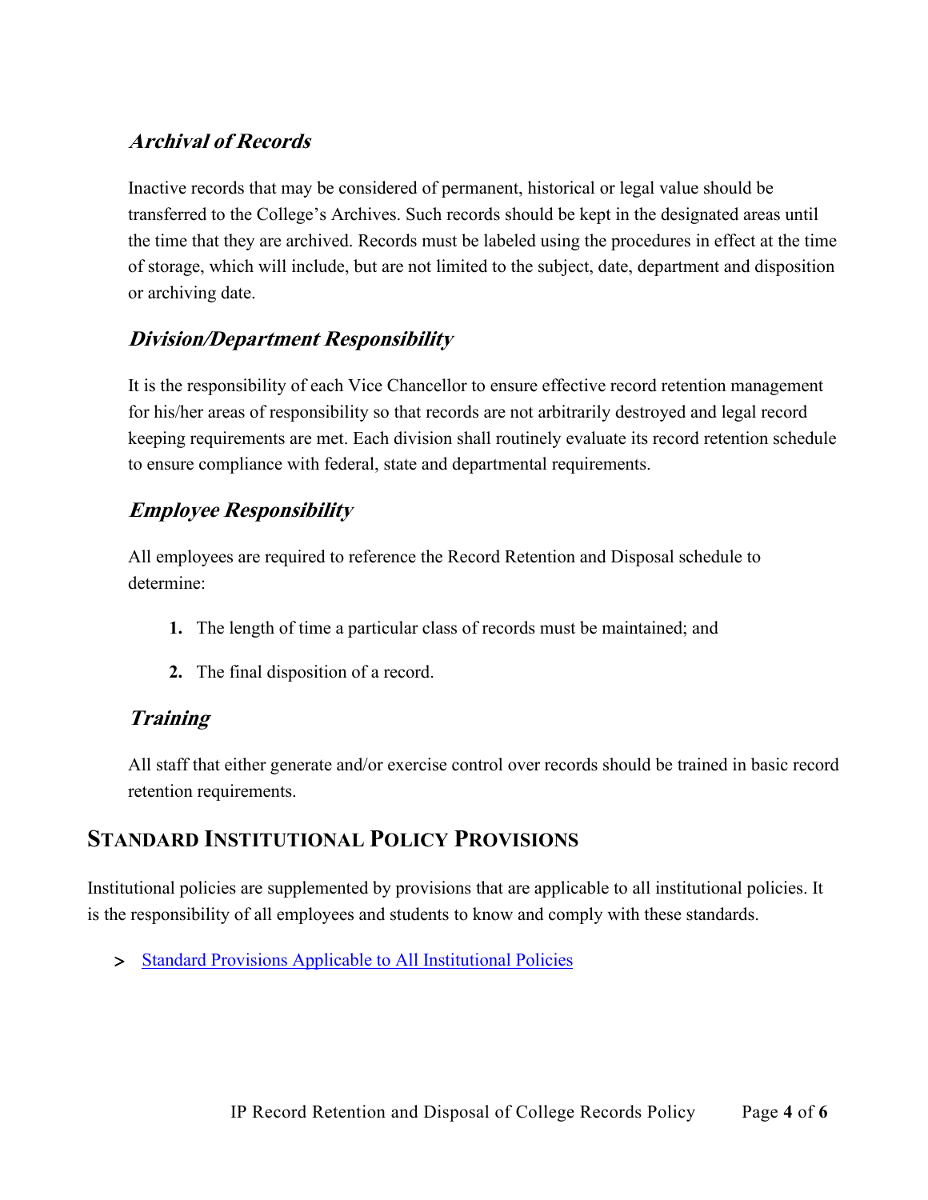### *Archival of Records*

Inactive records that may be considered of permanent, historical or legal value should be transferred to the College's Archives. Such records should be kept in the designated areas until the time that they are archived. Records must be labeled using the procedures in effect at the time of storage, which will include, but are not limited to the subject, date, department and disposition or archiving date.

### *Division/Department Responsibility*

It is the responsibility of each Vice Chancellor to ensure effective record retention management for his/her areas of responsibility so that records are not arbitrarily destroyed and legal record keeping requirements are met. Each division shall routinely evaluate its record retention schedule to ensure compliance with federal, state and departmental requirements.

### *Employee Responsibility*

All employees are required to reference the Record Retention and Disposal schedule to determine:

1. The length of time a particular class of records must be maintained; and
2. The final disposition of a record.

### *Training*

All staff that either generate and/or exercise control over records should be trained in basic record retention requirements.

## STANDARD INSTITUTIONAL POLICY PROVISIONS

Institutional policies are supplemented by provisions that are applicable to all institutional policies. It is the responsibility of all employees and students to know and comply with these standards.

> [Standard Provisions Applicable to All Institutional Policies]()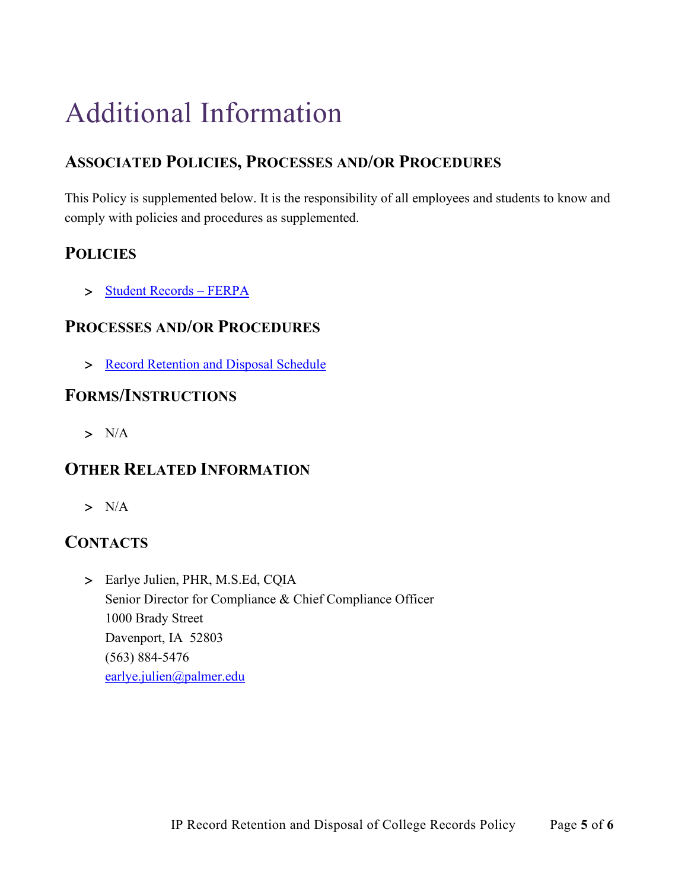# Additional Information

## Associated Policies, Processes and/or Procedures

This Policy is supplemented below. It is the responsibility of all employees and students to know and comply with policies and procedures as supplemented.

## Policies

- Student Records – FERPA

## Processes and/or Procedures

- Record Retention and Disposal Schedule

## Forms/Instructions

- N/A

## Other Related Information

- N/A

## Contacts

- Earlye Julien, PHR, M.S.Ed, CQIA
  Senior Director for Compliance & Chief Compliance Officer
  1000 Brady Street
  Davenport, IA 52803
  (563) 884-5476
  earlye.julien@palmer.edu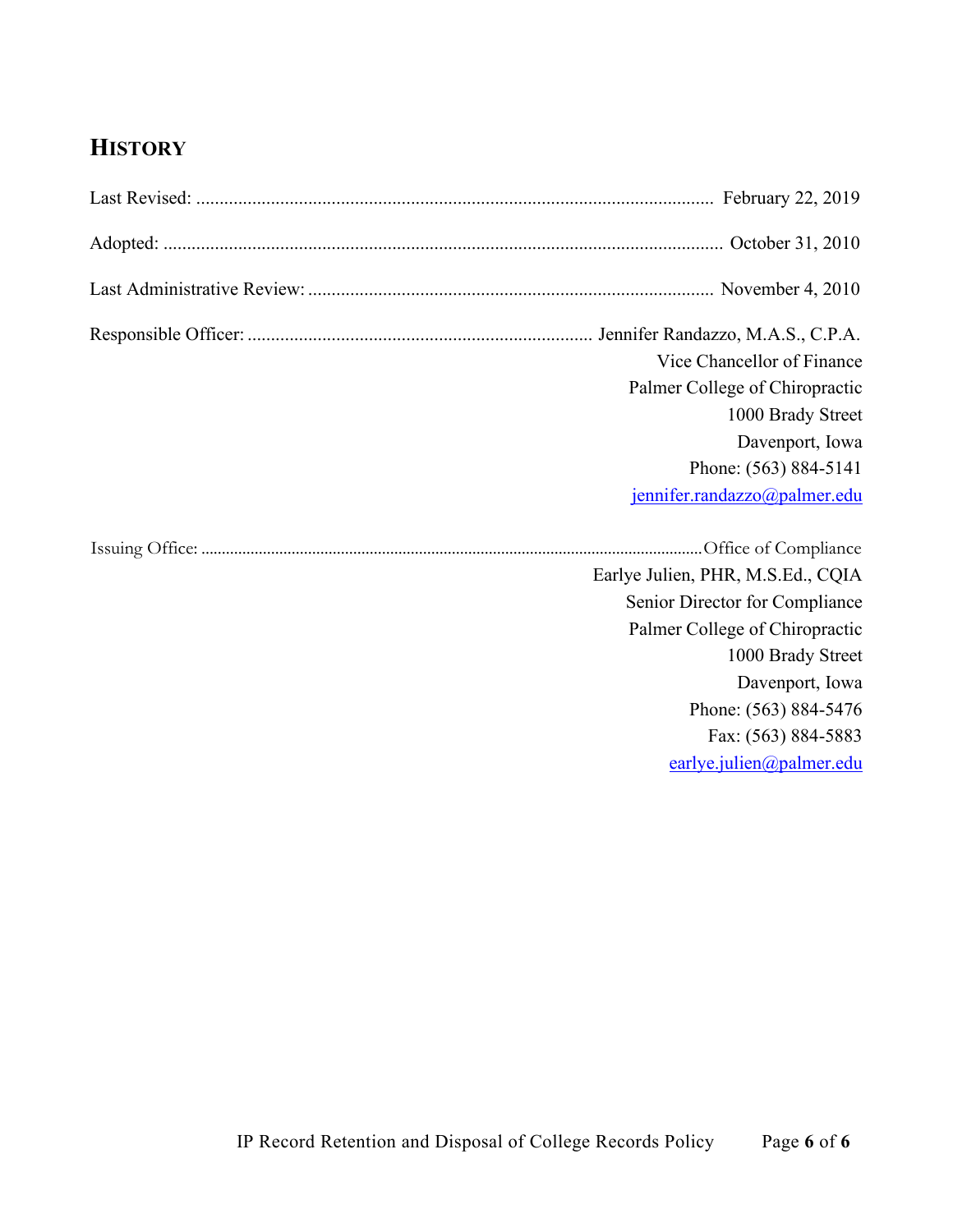## HISTORY

Last Revised: ........................................................................................................ February 22, 2019

Adopted: ........................................................................................................ October 31, 2010

Last Administrative Review: ........................................................................................ November 4, 2010

Responsible Officer: ........................................................................ Jennifer Randazzo, M.A.S., C.P.A.
Vice Chancellor of Finance
Palmer College of Chiropractic
1000 Brady Street
Davenport, Iowa
Phone: (563) 884-5141
jennifer.randazzo@palmer.edu

Issuing Office: ........................................................................................................ Office of Compliance
Earlye Julien, PHR, M.S.Ed., CQIA
Senior Director for Compliance
Palmer College of Chiropractic
1000 Brady Street
Davenport, Iowa
Phone: (563) 884-5476
Fax: (563) 884-5883
earlye.julien@palmer.edu